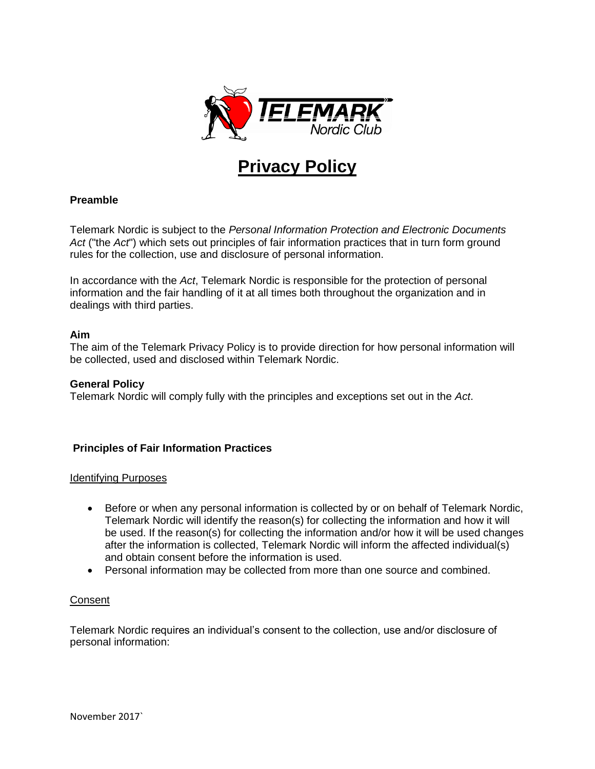# Privacy Policy

### Preamble

Telemark Nordic is subject to the *Personal Information Protection and Electronic Documents Act* ("the *Act*") which sets out principles of fair information practices that in turn form ground rules for the collection, use and disclosure of personal information.

In accordance with the *Act*, Telemark Nordic is responsible for the protection of personal information and the fair handling of it at all times both throughout the organization and in dealings with third parties.

### Aim

The aim of the Telemark Privacy Policy is to provide direction for how personal information will be collected, used and disclosed within Telemark Nordic.

### General Policy

Telemark Nordic will comply fully with the principles and exceptions set out in the *Act*.

## Principles of Fair Information Practices

#### Identifying Purposes

- Before or when any personal information is collected by or on behalf of Telemark Nordic, Telemark Nordic will identify the reason(s) for collecting the information and how it will be used. If the reason(s) for collecting the information and/or how it will be used changes after the information is collected, Telemark Nordic will inform the affected individual(s) and obtain consent before the information is used.
- Personal information may be collected from more than one source and combined.

#### Consent

Telemark Nordic requires an individual's consent to the collection, use and/or disclosure of personal information: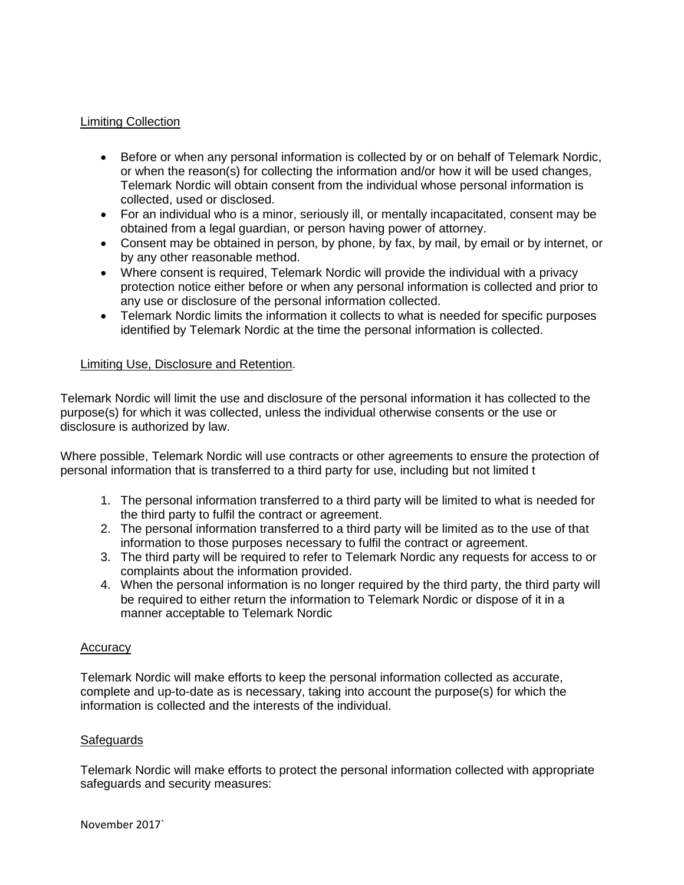Limiting Collection

- Before or when any personal information is collected by or on behalf of Telemark Nordic, or when the reason(s) for collecting the information and/or how it will be used changes, Telemark Nordic will obtain consent from the individual whose personal information is collected, used or disclosed.
- For an individual who is a minor, seriously ill, or mentally incapacitated, consent may be obtained from a legal guardian, or person having power of attorney.
- Consent may be obtained in person, by phone, by fax, by mail, by email or by internet, or by any other reasonable method.
- Where consent is required, Telemark Nordic will provide the individual with a privacy protection notice either before or when any personal information is collected and prior to any use or disclosure of the personal information collected.
- Telemark Nordic limits the information it collects to what is needed for specific purposes identified by Telemark Nordic at the time the personal information is collected.

Limiting Use, Disclosure and Retention.

Telemark Nordic will limit the use and disclosure of the personal information it has collected to the purpose(s) for which it was collected, unless the individual otherwise consents or the use or disclosure is authorized by law.

Where possible, Telemark Nordic will use contracts or other agreements to ensure the protection of personal information that is transferred to a third party for use, including but not limited t

1. The personal information transferred to a third party will be limited to what is needed for the third party to fulfil the contract or agreement.
2. The personal information transferred to a third party will be limited as to the use of that information to those purposes necessary to fulfil the contract or agreement.
3. The third party will be required to refer to Telemark Nordic any requests for access to or complaints about the information provided.
4. When the personal information is no longer required by the third party, the third party will be required to either return the information to Telemark Nordic or dispose of it in a manner acceptable to Telemark Nordic

Accuracy

Telemark Nordic will make efforts to keep the personal information collected as accurate, complete and up-to-date as is necessary, taking into account the purpose(s) for which the information is collected and the interests of the individual.

Safeguards

Telemark Nordic will make efforts to protect the personal information collected with appropriate safeguards and security measures: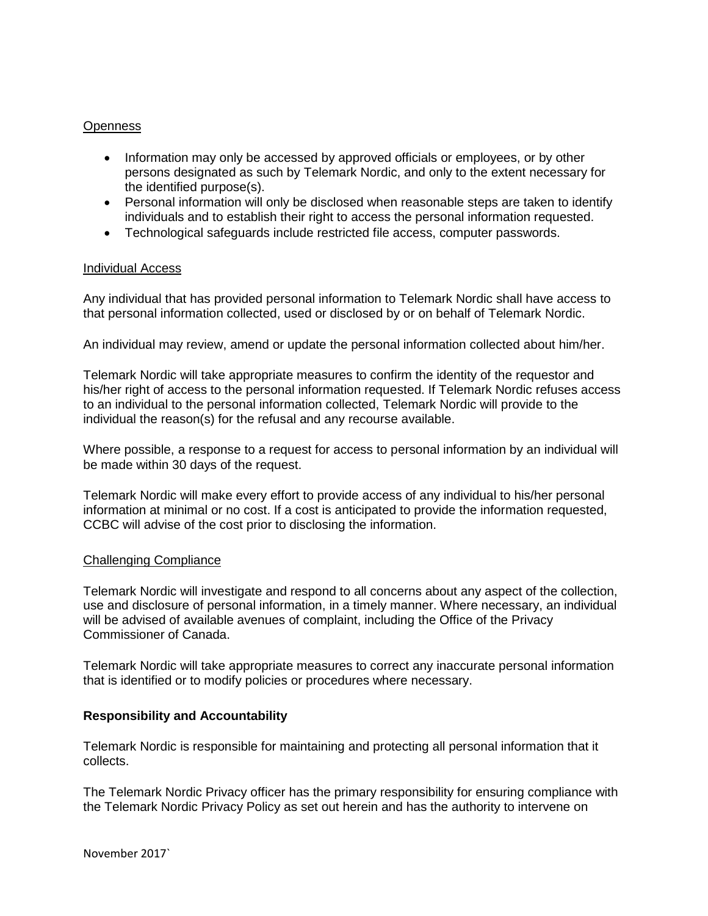Openness

- Information may only be accessed by approved officials or employees, or by other persons designated as such by Telemark Nordic, and only to the extent necessary for the identified purpose(s).
- Personal information will only be disclosed when reasonable steps are taken to identify individuals and to establish their right to access the personal information requested.
- Technological safeguards include restricted file access, computer passwords.

Individual Access

Any individual that has provided personal information to Telemark Nordic shall have access to that personal information collected, used or disclosed by or on behalf of Telemark Nordic.

An individual may review, amend or update the personal information collected about him/her.

Telemark Nordic will take appropriate measures to confirm the identity of the requestor and his/her right of access to the personal information requested. If Telemark Nordic refuses access to an individual to the personal information collected, Telemark Nordic will provide to the individual the reason(s) for the refusal and any recourse available.

Where possible, a response to a request for access to personal information by an individual will be made within 30 days of the request.

Telemark Nordic will make every effort to provide access of any individual to his/her personal information at minimal or no cost. If a cost is anticipated to provide the information requested, CCBC will advise of the cost prior to disclosing the information.

Challenging Compliance

Telemark Nordic will investigate and respond to all concerns about any aspect of the collection, use and disclosure of personal information, in a timely manner. Where necessary, an individual will be advised of available avenues of complaint, including the Office of the Privacy Commissioner of Canada.

Telemark Nordic will take appropriate measures to correct any inaccurate personal information that is identified or to modify policies or procedures where necessary.

**Responsibility and Accountability**

Telemark Nordic is responsible for maintaining and protecting all personal information that it collects.

The Telemark Nordic Privacy officer has the primary responsibility for ensuring compliance with the Telemark Nordic Privacy Policy as set out herein and has the authority to intervene on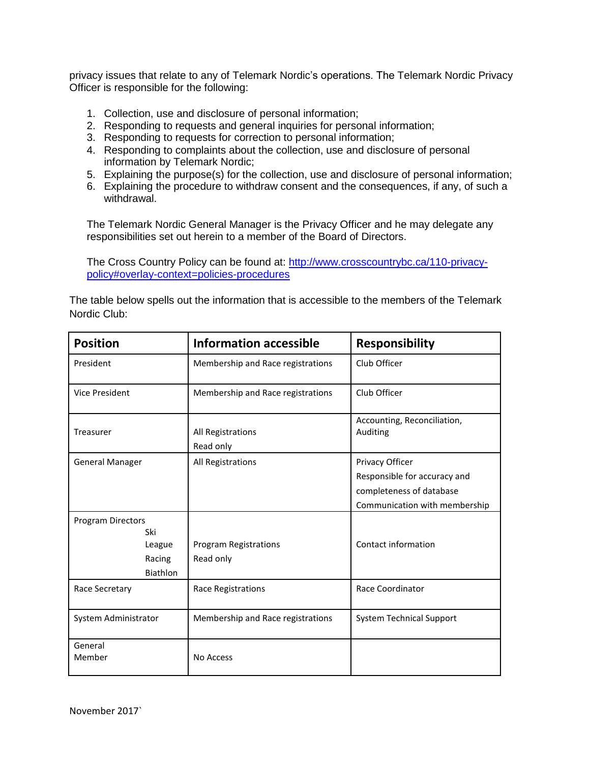privacy issues that relate to any of Telemark Nordic's operations. The Telemark Nordic Privacy Officer is responsible for the following:

1. Collection, use and disclosure of personal information;
2. Responding to requests and general inquiries for personal information;
3. Responding to requests for correction to personal information;
4. Responding to complaints about the collection, use and disclosure of personal information by Telemark Nordic;
5. Explaining the purpose(s) for the collection, use and disclosure of personal information;
6. Explaining the procedure to withdraw consent and the consequences, if any, of such a withdrawal.

The Telemark Nordic General Manager is the Privacy Officer and he may delegate any responsibilities set out herein to a member of the Board of Directors.

The Cross Country Policy can be found at: [http://www.crosscountrybc.ca/110-privacy-policy#overlay-context=policies-procedures](http://www.crosscountrybc.ca/110-privacy-policy#overlay-context=policies-procedures)

The table below spells out the information that is accessible to the members of the Telemark Nordic Club:

| Position | Information accessible | Responsibility |
|---|---|---|
| President | Membership and Race registrations | Club Officer |
| Vice President | Membership and Race registrations | Club Officer |
| Treasurer | All Registrations<br>Read only | Accounting, Reconciliation, Auditing |
| General Manager | All Registrations | Privacy Officer<br>Responsible for accuracy and completeness of database<br>Communication with membership |
| Program Directors<br>Ski<br>League<br>Racing<br>Biathlon | Program Registrations<br>Read only | Contact information |
| Race Secretary | Race Registrations | Race Coordinator |
| System Administrator | Membership and Race registrations | System Technical Support |
| General Member | No Access | |

November 2017`